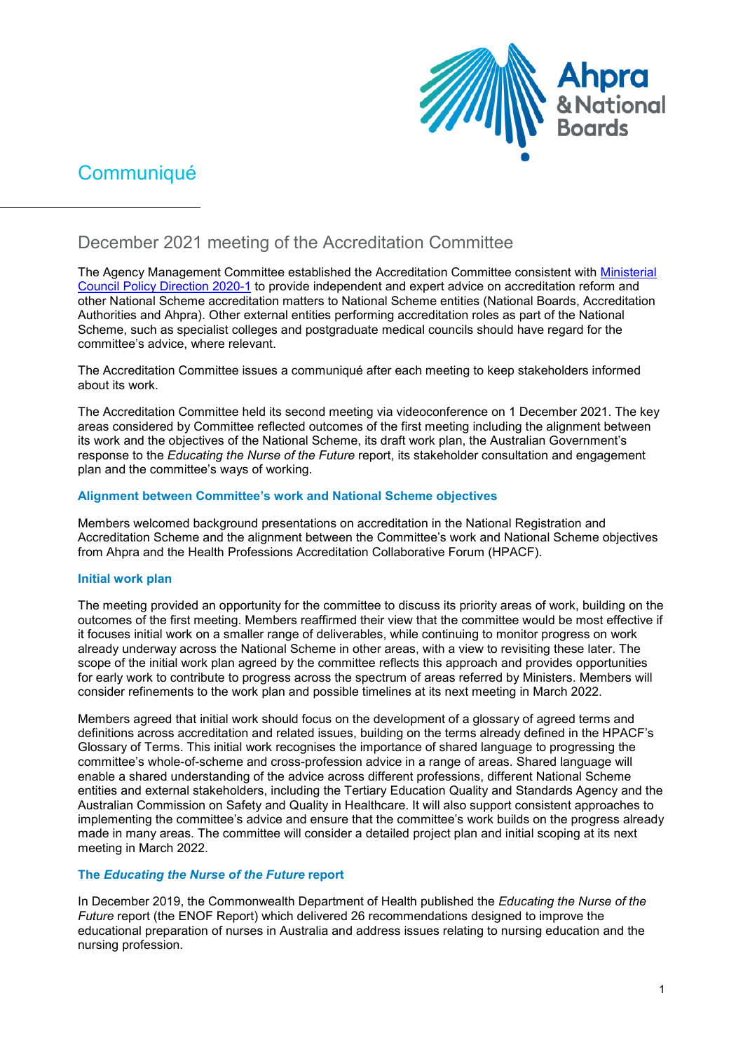# Communiqué

## December 2021 meeting of the Accreditation Committee

The Agency Management Committee established the Accreditation Committee consistent with [Ministerial Council Policy Direction 2020-1]() to provide independent and expert advice on accreditation reform and other National Scheme accreditation matters to National Scheme entities (National Boards, Accreditation Authorities and Ahpra). Other external entities performing accreditation roles as part of the National Scheme, such as specialist colleges and postgraduate medical councils should have regard for the committee's advice, where relevant.

The Accreditation Committee issues a communiqué after each meeting to keep stakeholders informed about its work.

The Accreditation Committee held its second meeting via videoconference on 1 December 2021. The key areas considered by Committee reflected outcomes of the first meeting including the alignment between its work and the objectives of the National Scheme, its draft work plan, the Australian Government's response to the *Educating the Nurse of the Future* report, its stakeholder consultation and engagement plan and the committee's ways of working.

### Alignment between Committee's work and National Scheme objectives

Members welcomed background presentations on accreditation in the National Registration and Accreditation Scheme and the alignment between the Committee's work and National Scheme objectives from Ahpra and the Health Professions Accreditation Collaborative Forum (HPACF).

### Initial work plan

The meeting provided an opportunity for the committee to discuss its priority areas of work, building on the outcomes of the first meeting. Members reaffirmed their view that the committee would be most effective if it focuses initial work on a smaller range of deliverables, while continuing to monitor progress on work already underway across the National Scheme in other areas, with a view to revisiting these later. The scope of the initial work plan agreed by the committee reflects this approach and provides opportunities for early work to contribute to progress across the spectrum of areas referred by Ministers. Members will consider refinements to the work plan and possible timelines at its next meeting in March 2022.

Members agreed that initial work should focus on the development of a glossary of agreed terms and definitions across accreditation and related issues, building on the terms already defined in the HPACF's Glossary of Terms. This initial work recognises the importance of shared language to progressing the committee's whole-of-scheme and cross-profession advice in a range of areas. Shared language will enable a shared understanding of the advice across different professions, different National Scheme entities and external stakeholders, including the Tertiary Education Quality and Standards Agency and the Australian Commission on Safety and Quality in Healthcare. It will also support consistent approaches to implementing the committee's advice and ensure that the committee's work builds on the progress already made in many areas. The committee will consider a detailed project plan and initial scoping at its next meeting in March 2022.

### The *Educating the Nurse of the Future* report

In December 2019, the Commonwealth Department of Health published the *Educating the Nurse of the Future* report (the ENOF Report) which delivered 26 recommendations designed to improve the educational preparation of nurses in Australia and address issues relating to nursing education and the nursing profession.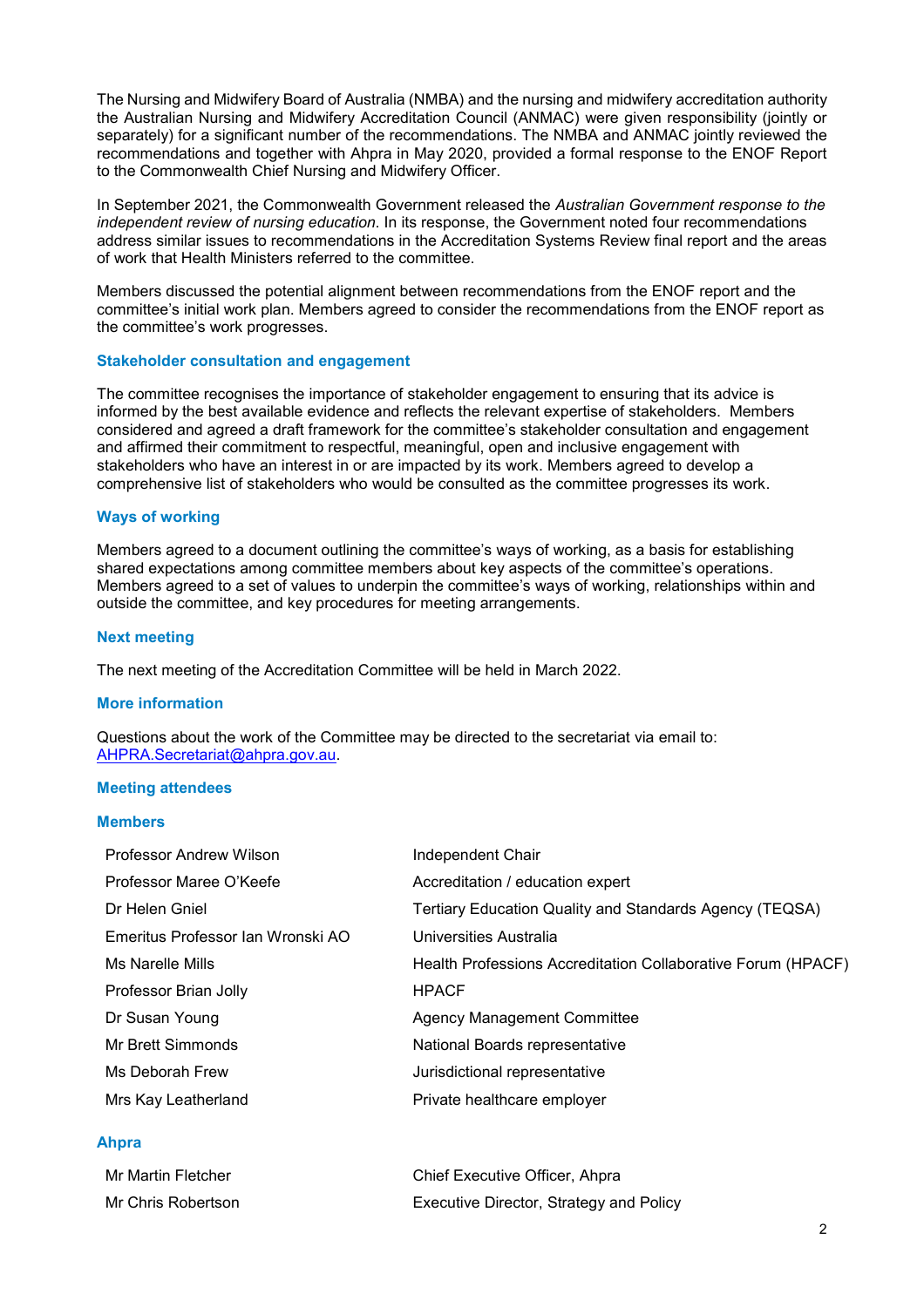The Nursing and Midwifery Board of Australia (NMBA) and the nursing and midwifery accreditation authority the Australian Nursing and Midwifery Accreditation Council (ANMAC) were given responsibility (jointly or separately) for a significant number of the recommendations. The NMBA and ANMAC jointly reviewed the recommendations and together with Ahpra in May 2020, provided a formal response to the ENOF Report to the Commonwealth Chief Nursing and Midwifery Officer.

In September 2021, the Commonwealth Government released the *Australian Government response to the independent review of nursing education*. In its response, the Government noted four recommendations address similar issues to recommendations in the Accreditation Systems Review final report and the areas of work that Health Ministers referred to the committee.

Members discussed the potential alignment between recommendations from the ENOF report and the committee's initial work plan. Members agreed to consider the recommendations from the ENOF report as the committee's work progresses.

### Stakeholder consultation and engagement

The committee recognises the importance of stakeholder engagement to ensuring that its advice is informed by the best available evidence and reflects the relevant expertise of stakeholders. Members considered and agreed a draft framework for the committee's stakeholder consultation and engagement and affirmed their commitment to respectful, meaningful, open and inclusive engagement with stakeholders who have an interest in or are impacted by its work. Members agreed to develop a comprehensive list of stakeholders who would be consulted as the committee progresses its work.

### Ways of working

Members agreed to a document outlining the committee's ways of working, as a basis for establishing shared expectations among committee members about key aspects of the committee's operations. Members agreed to a set of values to underpin the committee's ways of working, relationships within and outside the committee, and key procedures for meeting arrangements.

### Next meeting

The next meeting of the Accreditation Committee will be held in March 2022.

### More information

Questions about the work of the Committee may be directed to the secretariat via email to: [AHPRA.Secretariat@ahpra.gov.au](mailto:AHPRA.Secretariat@ahpra.gov.au).

### Meeting attendees

### Members

| | |
|---|---|
| Professor Andrew Wilson | Independent Chair |
| Professor Maree O'Keefe | Accreditation / education expert |
| Dr Helen Gniel | Tertiary Education Quality and Standards Agency (TEQSA) |
| Emeritus Professor Ian Wronski AO | Universities Australia |
| Ms Narelle Mills | Health Professions Accreditation Collaborative Forum (HPACF) |
| Professor Brian Jolly | HPACF |
| Dr Susan Young | Agency Management Committee |
| Mr Brett Simmonds | National Boards representative |
| Ms Deborah Frew | Jurisdictional representative |
| Mrs Kay Leatherland | Private healthcare employer |

### Ahpra

| | |
|---|---|
| Mr Martin Fletcher | Chief Executive Officer, Ahpra |
| Mr Chris Robertson | Executive Director, Strategy and Policy |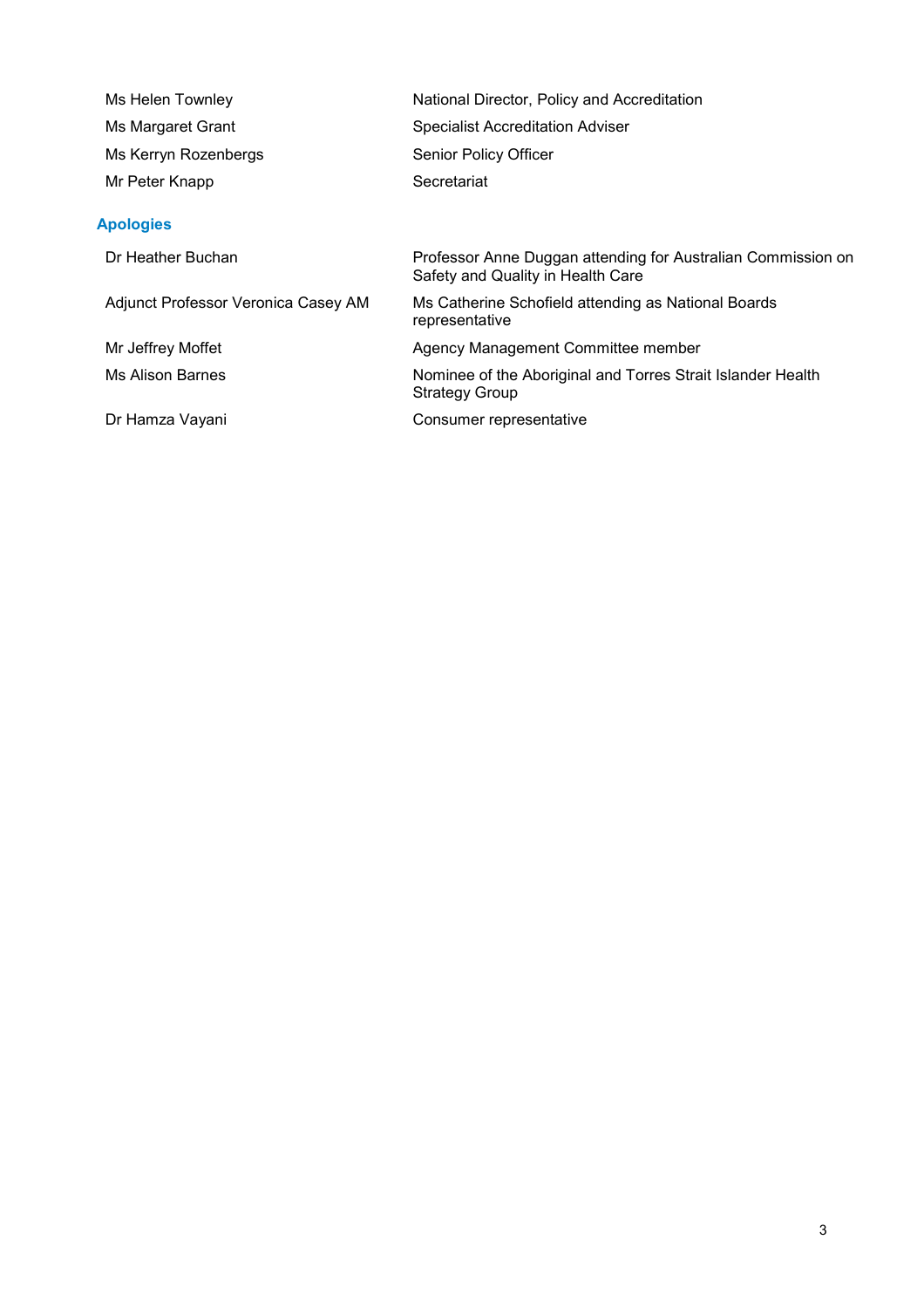| | |
|---|---|
| Ms Helen Townley | National Director, Policy and Accreditation |
| Ms Margaret Grant | Specialist Accreditation Adviser |
| Ms Kerryn Rozenbergs | Senior Policy Officer |
| Mr Peter Knapp | Secretariat |

## Apologies

| | |
|---|---|
| Dr Heather Buchan | Professor Anne Duggan attending for Australian Commission on Safety and Quality in Health Care |
| Adjunct Professor Veronica Casey AM | Ms Catherine Schofield attending as National Boards representative |
| Mr Jeffrey Moffet | Agency Management Committee member |
| Ms Alison Barnes | Nominee of the Aboriginal and Torres Strait Islander Health Strategy Group |
| Dr Hamza Vayani | Consumer representative |